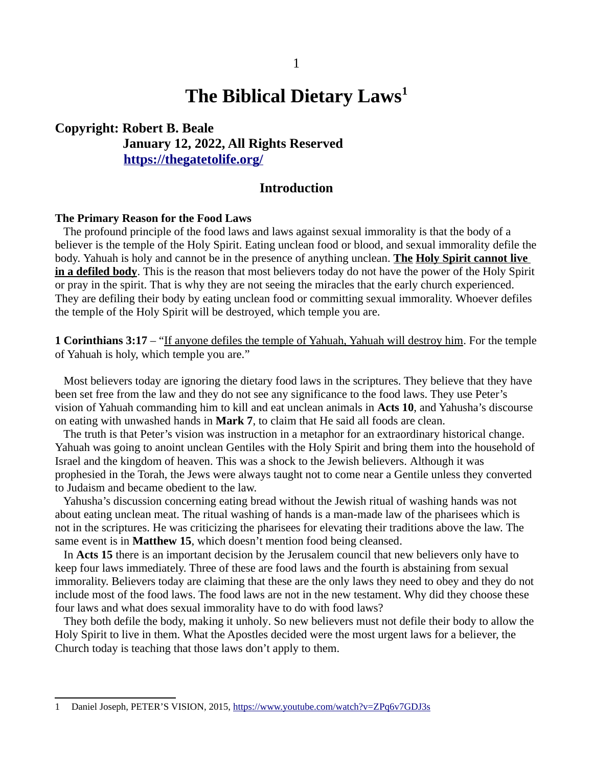# The Biblical Dietary Laws[1]

**Copyright: Robert B. Beale**
**January 12, 2022, All Rights Reserved**
**https://thegatetolife.org/**

## Introduction

**The Primary Reason for the Food Laws**

The profound principle of the food laws and laws against sexual immorality is that the body of a believer is the temple of the Holy Spirit. Eating unclean food or blood, and sexual immorality defile the body. Yahuah is holy and cannot be in the presence of anything unclean. **The Holy Spirit cannot live in a defiled body**. This is the reason that most believers today do not have the power of the Holy Spirit or pray in the spirit. That is why they are not seeing the miracles that the early church experienced. They are defiling their body by eating unclean food or committing sexual immorality. Whoever defiles the temple of the Holy Spirit will be destroyed, which temple you are.

**1 Corinthians 3:17** – "If anyone defiles the temple of Yahuah, Yahuah will destroy him. For the temple of Yahuah is holy, which temple you are."

Most believers today are ignoring the dietary food laws in the scriptures. They believe that they have been set free from the law and they do not see any significance to the food laws. They use Peter's vision of Yahuah commanding him to kill and eat unclean animals in **Acts 10**, and Yahusha's discourse on eating with unwashed hands in **Mark 7**, to claim that He said all foods are clean.

The truth is that Peter's vision was instruction in a metaphor for an extraordinary historical change. Yahuah was going to anoint unclean Gentiles with the Holy Spirit and bring them into the household of Israel and the kingdom of heaven. This was a shock to the Jewish believers. Although it was prophesied in the Torah, the Jews were always taught not to come near a Gentile unless they converted to Judaism and became obedient to the law.

Yahusha's discussion concerning eating bread without the Jewish ritual of washing hands was not about eating unclean meat. The ritual washing of hands is a man-made law of the pharisees which is not in the scriptures. He was criticizing the pharisees for elevating their traditions above the law. The same event is in **Matthew 15**, which doesn't mention food being cleansed.

In **Acts 15** there is an important decision by the Jerusalem council that new believers only have to keep four laws immediately. Three of these are food laws and the fourth is abstaining from sexual immorality. Believers today are claiming that these are the only laws they need to obey and they do not include most of the food laws. The food laws are not in the new testament. Why did they choose these four laws and what does sexual immorality have to do with food laws?

They both defile the body, making it unholy. So new believers must not defile their body to allow the Holy Spirit to live in them. What the Apostles decided were the most urgent laws for a believer, the Church today is teaching that those laws don't apply to them.

---

1 Daniel Joseph, PETER'S VISION, 2015, https://www.youtube.com/watch?v=ZPq6v7GDJ3s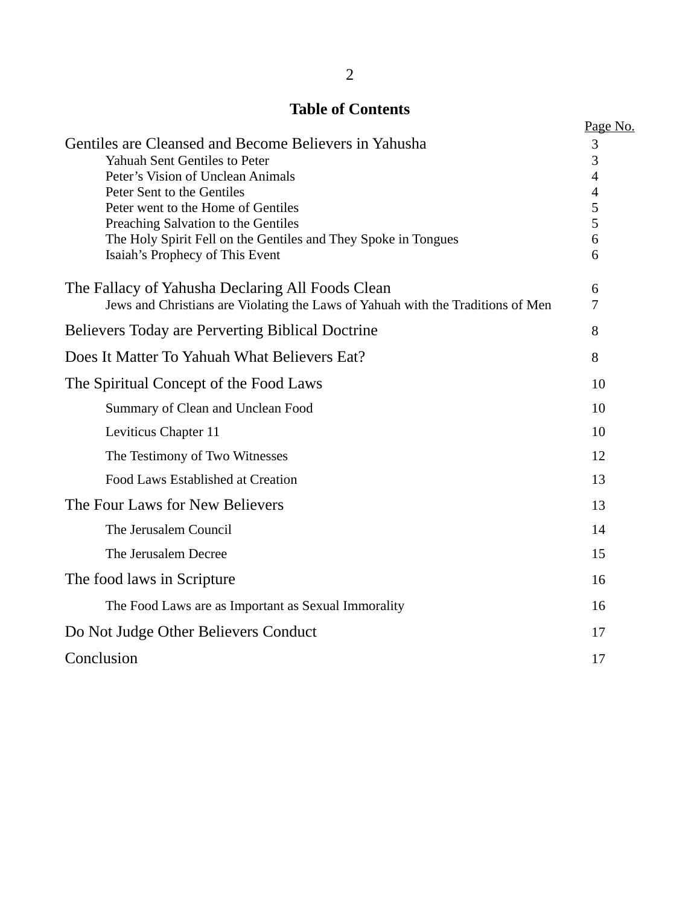# Table of Contents

| | Page No. |
|---|---|
| Gentiles are Cleansed and Become Believers in Yahusha | 3 |
| Yahuah Sent Gentiles to Peter | 3 |
| Peter's Vision of Unclean Animals | 4 |
| Peter Sent to the Gentiles | 4 |
| Peter went to the Home of Gentiles | 5 |
| Preaching Salvation to the Gentiles | 5 |
| The Holy Spirit Fell on the Gentiles and They Spoke in Tongues | 6 |
| Isaiah's Prophecy of This Event | 6 |
| The Fallacy of Yahusha Declaring All Foods Clean | 6 |
| Jews and Christians are Violating the Laws of Yahuah with the Traditions of Men | 7 |
| Believers Today are Perverting Biblical Doctrine | 8 |
| Does It Matter To Yahuah What Believers Eat? | 8 |
| The Spiritual Concept of the Food Laws | 10 |
| Summary of Clean and Unclean Food | 10 |
| Leviticus Chapter 11 | 10 |
| The Testimony of Two Witnesses | 12 |
| Food Laws Established at Creation | 13 |
| The Four Laws for New Believers | 13 |
| The Jerusalem Council | 14 |
| The Jerusalem Decree | 15 |
| The food laws in Scripture | 16 |
| The Food Laws are as Important as Sexual Immorality | 16 |
| Do Not Judge Other Believers Conduct | 17 |
| Conclusion | 17 |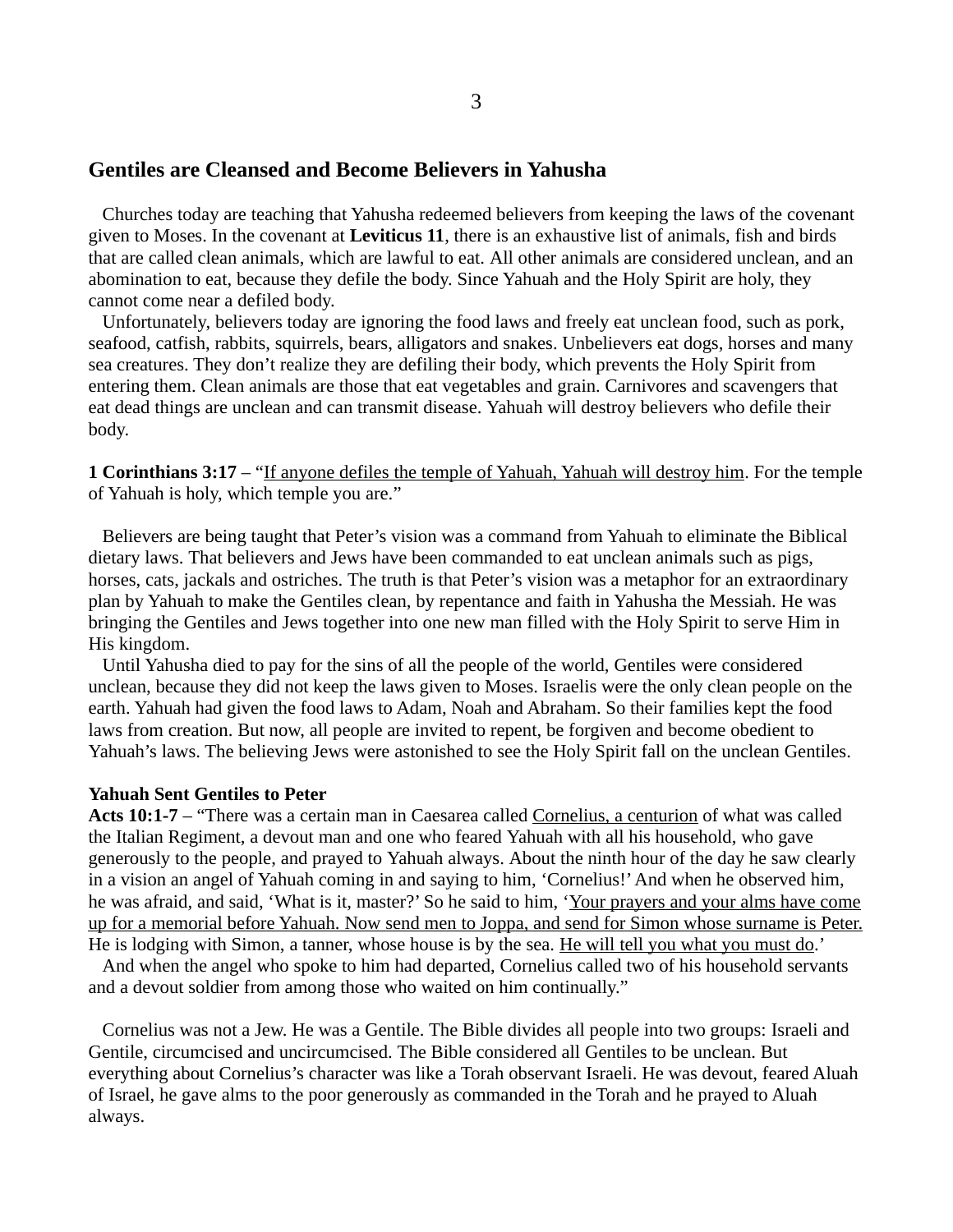## Gentiles are Cleansed and Become Believers in Yahusha

Churches today are teaching that Yahusha redeemed believers from keeping the laws of the covenant given to Moses. In the covenant at **Leviticus 11**, there is an exhaustive list of animals, fish and birds that are called clean animals, which are lawful to eat. All other animals are considered unclean, and an abomination to eat, because they defile the body. Since Yahuah and the Holy Spirit are holy, they cannot come near a defiled body.

Unfortunately, believers today are ignoring the food laws and freely eat unclean food, such as pork, seafood, catfish, rabbits, squirrels, bears, alligators and snakes. Unbelievers eat dogs, horses and many sea creatures. They don't realize they are defiling their body, which prevents the Holy Spirit from entering them. Clean animals are those that eat vegetables and grain. Carnivores and scavengers that eat dead things are unclean and can transmit disease. Yahuah will destroy believers who defile their body.

**1 Corinthians 3:17** – "<u>If anyone defiles the temple of Yahuah, Yahuah will destroy him</u>. For the temple of Yahuah is holy, which temple you are."

Believers are being taught that Peter's vision was a command from Yahuah to eliminate the Biblical dietary laws. That believers and Jews have been commanded to eat unclean animals such as pigs, horses, cats, jackals and ostriches. The truth is that Peter's vision was a metaphor for an extraordinary plan by Yahuah to make the Gentiles clean, by repentance and faith in Yahusha the Messiah. He was bringing the Gentiles and Jews together into one new man filled with the Holy Spirit to serve Him in His kingdom.

Until Yahusha died to pay for the sins of all the people of the world, Gentiles were considered unclean, because they did not keep the laws given to Moses. Israelis were the only clean people on the earth. Yahuah had given the food laws to Adam, Noah and Abraham. So their families kept the food laws from creation. But now, all people are invited to repent, be forgiven and become obedient to Yahuah's laws. The believing Jews were astonished to see the Holy Spirit fall on the unclean Gentiles.

**Yahuah Sent Gentiles to Peter**

**Acts 10:1-7** – "There was a certain man in Caesarea called <u>Cornelius, a centurion</u> of what was called the Italian Regiment, a devout man and one who feared Yahuah with all his household, who gave generously to the people, and prayed to Yahuah always. About the ninth hour of the day he saw clearly in a vision an angel of Yahuah coming in and saying to him, 'Cornelius!' And when he observed him, he was afraid, and said, 'What is it, master?' So he said to him, '<u>Your prayers and your alms have come up for a memorial before Yahuah. Now send men to Joppa, and send for Simon whose surname is Peter.</u> He is lodging with Simon, a tanner, whose house is by the sea. <u>He will tell you what you must do</u>.'

And when the angel who spoke to him had departed, Cornelius called two of his household servants and a devout soldier from among those who waited on him continually."

Cornelius was not a Jew. He was a Gentile. The Bible divides all people into two groups: Israeli and Gentile, circumcised and uncircumcised. The Bible considered all Gentiles to be unclean. But everything about Cornelius's character was like a Torah observant Israeli. He was devout, feared Aluah of Israel, he gave alms to the poor generously as commanded in the Torah and he prayed to Aluah always.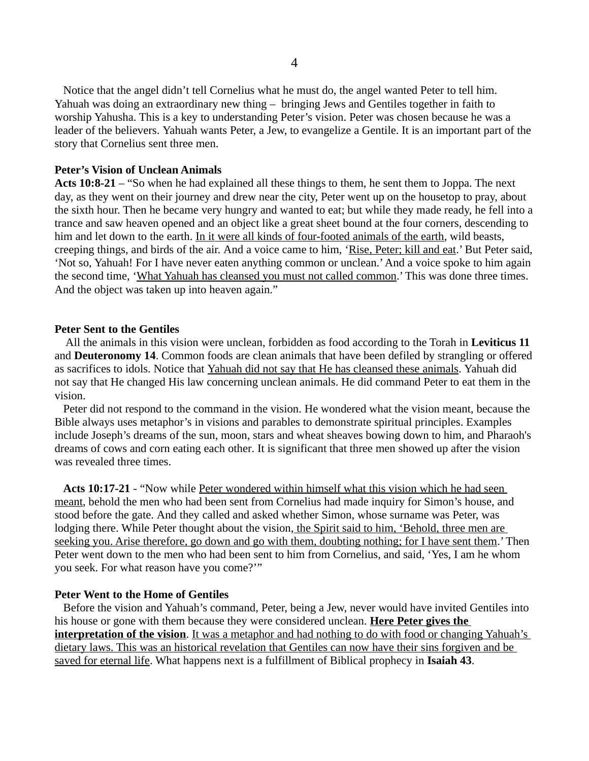Notice that the angel didn't tell Cornelius what he must do, the angel wanted Peter to tell him. Yahuah was doing an extraordinary new thing – bringing Jews and Gentiles together in faith to worship Yahusha. This is a key to understanding Peter's vision. Peter was chosen because he was a leader of the believers. Yahuah wants Peter, a Jew, to evangelize a Gentile. It is an important part of the story that Cornelius sent three men.

**Peter's Vision of Unclean Animals**

**Acts 10:8-21** – "So when he had explained all these things to them, he sent them to Joppa. The next day, as they went on their journey and drew near the city, Peter went up on the housetop to pray, about the sixth hour. Then he became very hungry and wanted to eat; but while they made ready, he fell into a trance and saw heaven opened and an object like a great sheet bound at the four corners, descending to him and let down to the earth. <u>In it were all kinds of four-footed animals of the earth</u>, wild beasts, creeping things, and birds of the air. And a voice came to him, '<u>Rise, Peter; kill and eat</u>.' But Peter said, 'Not so, Yahuah! For I have never eaten anything common or unclean.' And a voice spoke to him again the second time, '<u>What Yahuah has cleansed you must not called common</u>.' This was done three times. And the object was taken up into heaven again."

**Peter Sent to the Gentiles**

All the animals in this vision were unclean, forbidden as food according to the Torah in **Leviticus 11** and **Deuteronomy 14**. Common foods are clean animals that have been defiled by strangling or offered as sacrifices to idols. Notice that <u>Yahuah did not say that He has cleansed these animals</u>. Yahuah did not say that He changed His law concerning unclean animals. He did command Peter to eat them in the vision.

Peter did not respond to the command in the vision. He wondered what the vision meant, because the Bible always uses metaphor's in visions and parables to demonstrate spiritual principles. Examples include Joseph's dreams of the sun, moon, stars and wheat sheaves bowing down to him, and Pharaoh's dreams of cows and corn eating each other. It is significant that three men showed up after the vision was revealed three times.

**Acts 10:17-21** - "Now while <u>Peter wondered within himself what this vision which he had seen meant</u>, behold the men who had been sent from Cornelius had made inquiry for Simon's house, and stood before the gate. And they called and asked whether Simon, whose surname was Peter, was lodging there. While Peter thought about the vision, <u>the Spirit said to him, 'Behold, three men are seeking you. Arise therefore, go down and go with them, doubting nothing; for I have sent them</u>.' Then Peter went down to the men who had been sent to him from Cornelius, and said, 'Yes, I am he whom you seek. For what reason have you come?'"

**Peter Went to the Home of Gentiles**

Before the vision and Yahuah's command, Peter, being a Jew, never would have invited Gentiles into his house or gone with them because they were considered unclean. <u>**Here Peter gives the interpretation of the vision**</u>. <u>It was a metaphor and had nothing to do with food or changing Yahuah's dietary laws. This was an historical revelation that Gentiles can now have their sins forgiven and be saved for eternal life</u>. What happens next is a fulfillment of Biblical prophecy in **Isaiah 43**.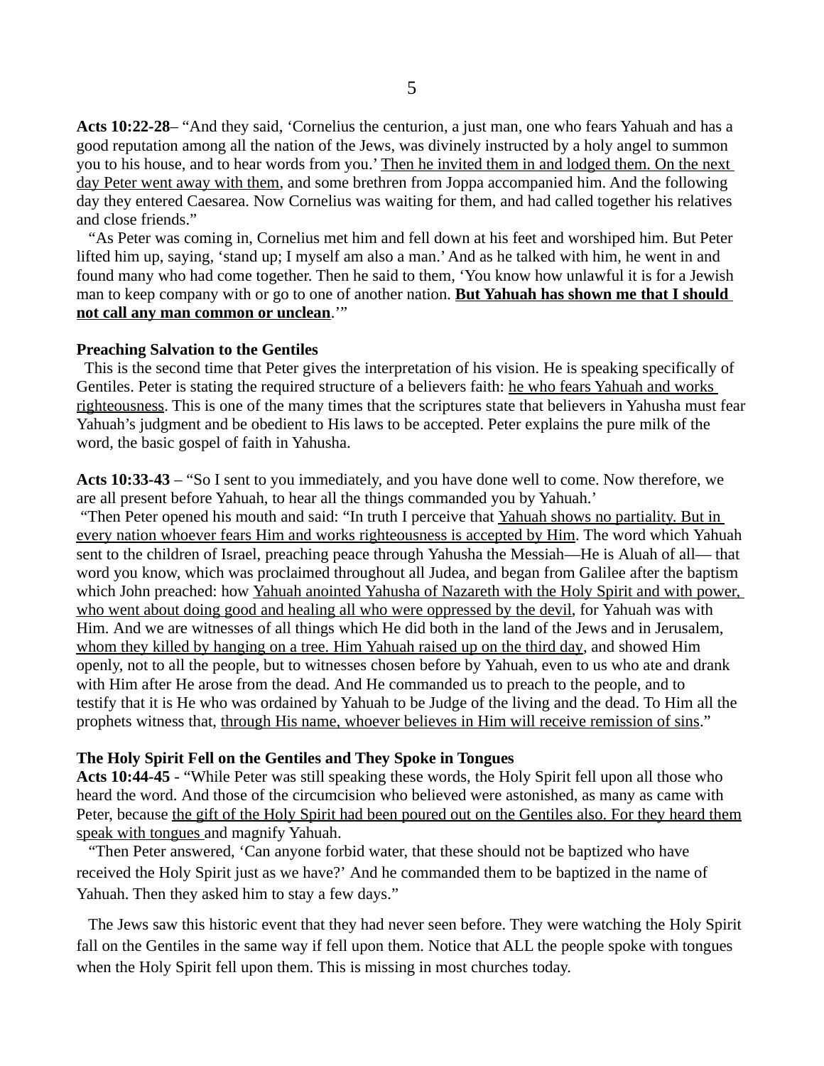**Acts 10:22-28**– “And they said, ‘Cornelius the centurion, a just man, one who fears Yahuah and has a good reputation among all the nation of the Jews, was divinely instructed by a holy angel to summon you to his house, and to hear words from you.’ Then he invited them in and lodged them. On the next day Peter went away with them, and some brethren from Joppa accompanied him. And the following day they entered Caesarea. Now Cornelius was waiting for them, and had called together his relatives and close friends.”

“As Peter was coming in, Cornelius met him and fell down at his feet and worshiped him. But Peter lifted him up, saying, ‘stand up; I myself am also a man.’ And as he talked with him, he went in and found many who had come together. Then he said to them, ‘You know how unlawful it is for a Jewish man to keep company with or go to one of another nation. **But Yahuah has shown me that I should not call any man common or unclean**.’”

**Preaching Salvation to the Gentiles**

This is the second time that Peter gives the interpretation of his vision. He is speaking specifically of Gentiles. Peter is stating the required structure of a believers faith: he who fears Yahuah and works righteousness. This is one of the many times that the scriptures state that believers in Yahusha must fear Yahuah’s judgment and be obedient to His laws to be accepted. Peter explains the pure milk of the word, the basic gospel of faith in Yahusha.

**Acts 10:33-43** – “So I sent to you immediately, and you have done well to come. Now therefore, we are all present before Yahuah, to hear all the things commanded you by Yahuah.’

“Then Peter opened his mouth and said: “In truth I perceive that Yahuah shows no partiality. But in every nation whoever fears Him and works righteousness is accepted by Him. The word which Yahuah sent to the children of Israel, preaching peace through Yahusha the Messiah—He is Aluah of all— that word you know, which was proclaimed throughout all Judea, and began from Galilee after the baptism which John preached: how Yahuah anointed Yahusha of Nazareth with the Holy Spirit and with power, who went about doing good and healing all who were oppressed by the devil, for Yahuah was with Him. And we are witnesses of all things which He did both in the land of the Jews and in Jerusalem, whom they killed by hanging on a tree. Him Yahuah raised up on the third day, and showed Him openly, not to all the people, but to witnesses chosen before by Yahuah, even to us who ate and drank with Him after He arose from the dead. And He commanded us to preach to the people, and to testify that it is He who was ordained by Yahuah to be Judge of the living and the dead. To Him all the prophets witness that, through His name, whoever believes in Him will receive remission of sins.”

**The Holy Spirit Fell on the Gentiles and They Spoke in Tongues**

**Acts 10:44-45** - “While Peter was still speaking these words, the Holy Spirit fell upon all those who heard the word. And those of the circumcision who believed were astonished, as many as came with Peter, because the gift of the Holy Spirit had been poured out on the Gentiles also. For they heard them speak with tongues and magnify Yahuah.

“Then Peter answered, ‘Can anyone forbid water, that these should not be baptized who have received the Holy Spirit just as we have?’ And he commanded them to be baptized in the name of Yahuah. Then they asked him to stay a few days.”

The Jews saw this historic event that they had never seen before. They were watching the Holy Spirit fall on the Gentiles in the same way if fell upon them. Notice that ALL the people spoke with tongues when the Holy Spirit fell upon them. This is missing in most churches today.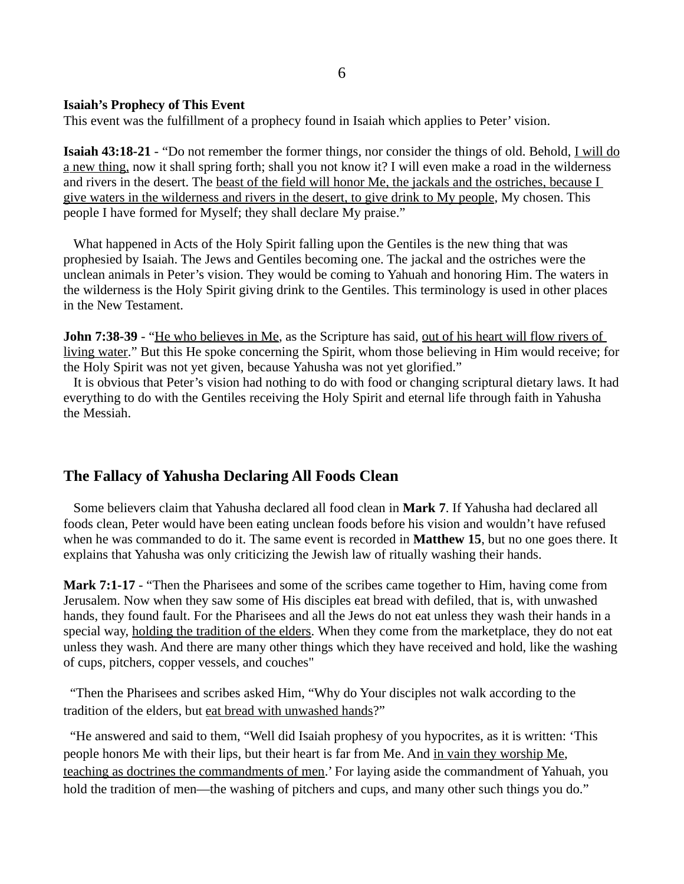**Isaiah's Prophecy of This Event**

This event was the fulfillment of a prophecy found in Isaiah which applies to Peter' vision.

**Isaiah 43:18-21** - "Do not remember the former things, nor consider the things of old. Behold, <u>I will do a new thing,</u> now it shall spring forth; shall you not know it? I will even make a road in the wilderness and rivers in the desert. The <u>beast of the field will honor Me, the jackals and the ostriches, because I give waters in the wilderness and rivers in the desert, to give drink to My people</u>, My chosen. This people I have formed for Myself; they shall declare My praise."

What happened in Acts of the Holy Spirit falling upon the Gentiles is the new thing that was prophesied by Isaiah. The Jews and Gentiles becoming one. The jackal and the ostriches were the unclean animals in Peter's vision. They would be coming to Yahuah and honoring Him. The waters in the wilderness is the Holy Spirit giving drink to the Gentiles. This terminology is used in other places in the New Testament.

**John 7:38-39** - "<u>He who believes in Me</u>, as the Scripture has said, <u>out of his heart will flow rivers of living water</u>." But this He spoke concerning the Spirit, whom those believing in Him would receive; for the Holy Spirit was not yet given, because Yahusha was not yet glorified."

It is obvious that Peter's vision had nothing to do with food or changing scriptural dietary laws. It had everything to do with the Gentiles receiving the Holy Spirit and eternal life through faith in Yahusha the Messiah.

## The Fallacy of Yahusha Declaring All Foods Clean

Some believers claim that Yahusha declared all food clean in **Mark 7**. If Yahusha had declared all foods clean, Peter would have been eating unclean foods before his vision and wouldn't have refused when he was commanded to do it. The same event is recorded in **Matthew 15**, but no one goes there. It explains that Yahusha was only criticizing the Jewish law of ritually washing their hands.

**Mark 7:1-17** - "Then the Pharisees and some of the scribes came together to Him, having come from Jerusalem. Now when they saw some of His disciples eat bread with defiled, that is, with unwashed hands, they found fault. For the Pharisees and all the Jews do not eat unless they wash their hands in a special way, <u>holding the tradition of the elders</u>. When they come from the marketplace, they do not eat unless they wash. And there are many other things which they have received and hold, like the washing of cups, pitchers, copper vessels, and couches"

"Then the Pharisees and scribes asked Him, "Why do Your disciples not walk according to the tradition of the elders, but <u>eat bread with unwashed hands</u>?"

"He answered and said to them, "Well did Isaiah prophesy of you hypocrites, as it is written: 'This people honors Me with their lips, but their heart is far from Me. And <u>in vain they worship Me, teaching as doctrines the commandments of men</u>.' For laying aside the commandment of Yahuah, you hold the tradition of men—the washing of pitchers and cups, and many other such things you do."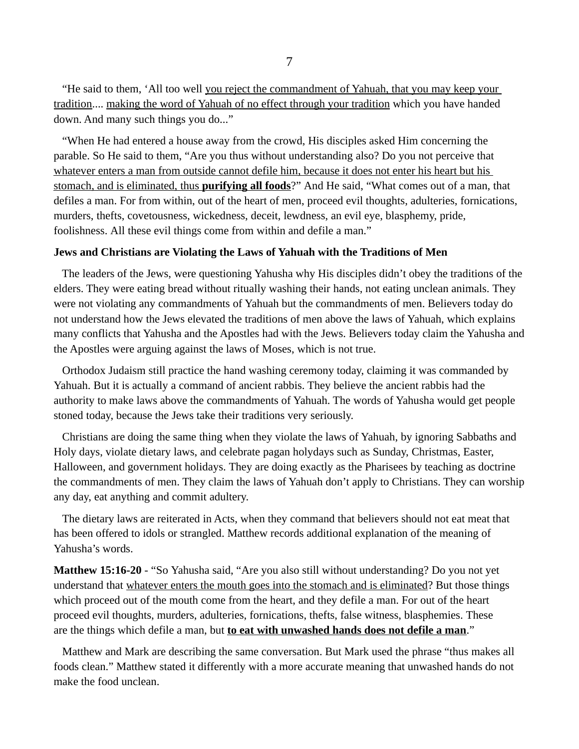"He said to them, 'All too well <u>you reject the commandment of Yahuah, that you may keep your tradition</u>.... <u>making the word of Yahuah of no effect through your tradition</u> which you have handed down. And many such things you do..."

"When He had entered a house away from the crowd, His disciples asked Him concerning the parable. So He said to them, "Are you thus without understanding also? Do you not perceive that <u>whatever enters a man from outside cannot defile him, because it does not enter his heart but his stomach, and is eliminated, thus **purifying all foods**</u>?" And He said, "What comes out of a man, that defiles a man. For from within, out of the heart of men, proceed evil thoughts, adulteries, fornications, murders, thefts, covetousness, wickedness, deceit, lewdness, an evil eye, blasphemy, pride, foolishness. All these evil things come from within and defile a man."

**Jews and Christians are Violating the Laws of Yahuah with the Traditions of Men**

The leaders of the Jews, were questioning Yahusha why His disciples didn't obey the traditions of the elders. They were eating bread without ritually washing their hands, not eating unclean animals. They were not violating any commandments of Yahuah but the commandments of men. Believers today do not understand how the Jews elevated the traditions of men above the laws of Yahuah, which explains many conflicts that Yahusha and the Apostles had with the Jews. Believers today claim the Yahusha and the Apostles were arguing against the laws of Moses, which is not true.

Orthodox Judaism still practice the hand washing ceremony today, claiming it was commanded by Yahuah. But it is actually a command of ancient rabbis. They believe the ancient rabbis had the authority to make laws above the commandments of Yahuah. The words of Yahusha would get people stoned today, because the Jews take their traditions very seriously.

Christians are doing the same thing when they violate the laws of Yahuah, by ignoring Sabbaths and Holy days, violate dietary laws, and celebrate pagan holydays such as Sunday, Christmas, Easter, Halloween, and government holidays. They are doing exactly as the Pharisees by teaching as doctrine the commandments of men. They claim the laws of Yahuah don't apply to Christians. They can worship any day, eat anything and commit adultery.

The dietary laws are reiterated in Acts, when they command that believers should not eat meat that has been offered to idols or strangled. Matthew records additional explanation of the meaning of Yahusha's words.

**Matthew 15:16-20** - "So Yahusha said, "Are you also still without understanding? Do you not yet understand that <u>whatever enters the mouth goes into the stomach and is eliminated</u>? But those things which proceed out of the mouth come from the heart, and they defile a man. For out of the heart proceed evil thoughts, murders, adulteries, fornications, thefts, false witness, blasphemies. These are the things which defile a man, but <u>**to eat with unwashed hands does not defile a man**</u>."

Matthew and Mark are describing the same conversation. But Mark used the phrase "thus makes all foods clean." Matthew stated it differently with a more accurate meaning that unwashed hands do not make the food unclean.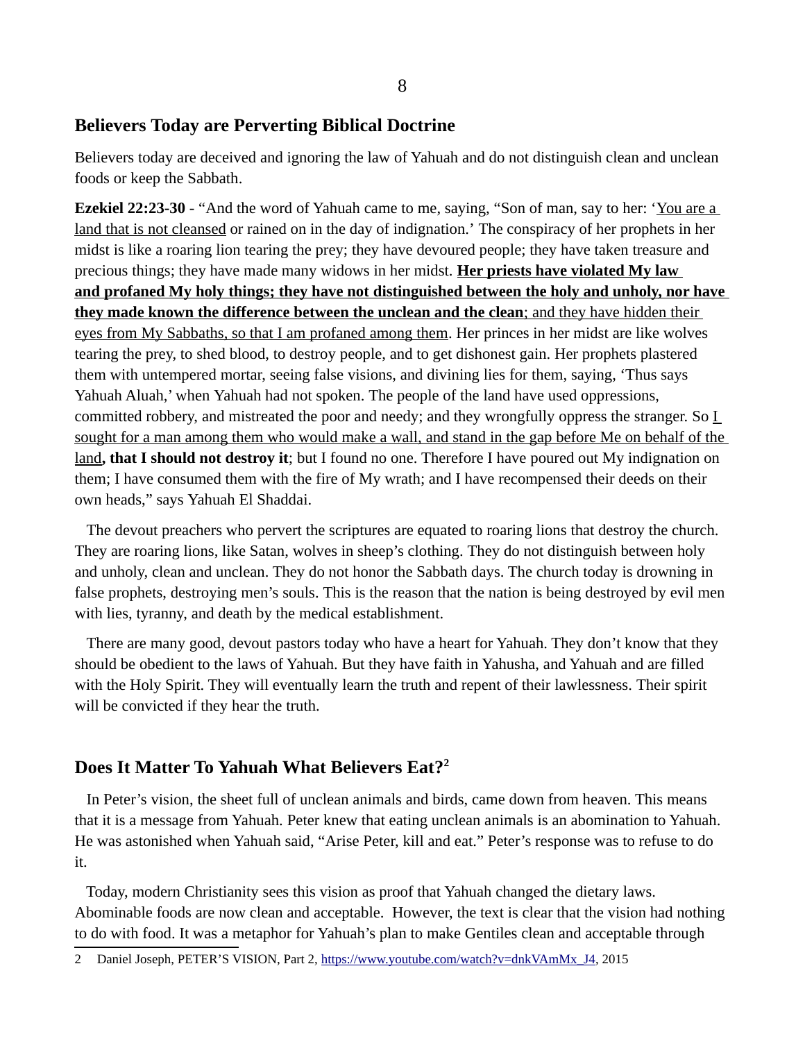## Believers Today are Perverting Biblical Doctrine

Believers today are deceived and ignoring the law of Yahuah and do not distinguish clean and unclean foods or keep the Sabbath.

**Ezekiel 22:23-30** - "And the word of Yahuah came to me, saying, "Son of man, say to her: 'You are a land that is not cleansed or rained on in the day of indignation.' The conspiracy of her prophets in her midst is like a roaring lion tearing the prey; they have devoured people; they have taken treasure and precious things; they have made many widows in her midst. **Her priests have violated My law and profaned My holy things; they have not distinguished between the holy and unholy, nor have they made known the difference between the unclean and the clean**; and they have hidden their eyes from My Sabbaths, so that I am profaned among them. Her princes in her midst are like wolves tearing the prey, to shed blood, to destroy people, and to get dishonest gain. Her prophets plastered them with untempered mortar, seeing false visions, and divining lies for them, saying, 'Thus says Yahuah Aluah,' when Yahuah had not spoken. The people of the land have used oppressions, committed robbery, and mistreated the poor and needy; and they wrongfully oppress the stranger. So I sought for a man among them who would make a wall, and stand in the gap before Me on behalf of the land**, that I should not destroy it**; but I found no one. Therefore I have poured out My indignation on them; I have consumed them with the fire of My wrath; and I have recompensed their deeds on their own heads," says Yahuah El Shaddai.

The devout preachers who pervert the scriptures are equated to roaring lions that destroy the church. They are roaring lions, like Satan, wolves in sheep's clothing. They do not distinguish between holy and unholy, clean and unclean. They do not honor the Sabbath days. The church today is drowning in false prophets, destroying men's souls. This is the reason that the nation is being destroyed by evil men with lies, tyranny, and death by the medical establishment.

There are many good, devout pastors today who have a heart for Yahuah. They don't know that they should be obedient to the laws of Yahuah. But they have faith in Yahusha, and Yahuah and are filled with the Holy Spirit. They will eventually learn the truth and repent of their lawlessness. Their spirit will be convicted if they hear the truth.

## Does It Matter To Yahuah What Believers Eat?[2]

In Peter's vision, the sheet full of unclean animals and birds, came down from heaven. This means that it is a message from Yahuah. Peter knew that eating unclean animals is an abomination to Yahuah. He was astonished when Yahuah said, "Arise Peter, kill and eat." Peter's response was to refuse to do it.

Today, modern Christianity sees this vision as proof that Yahuah changed the dietary laws. Abominable foods are now clean and acceptable. However, the text is clear that the vision had nothing to do with food. It was a metaphor for Yahuah's plan to make Gentiles clean and acceptable through

2 Daniel Joseph, PETER'S VISION, Part 2, https://www.youtube.com/watch?v=dnkVAmMx_J4, 2015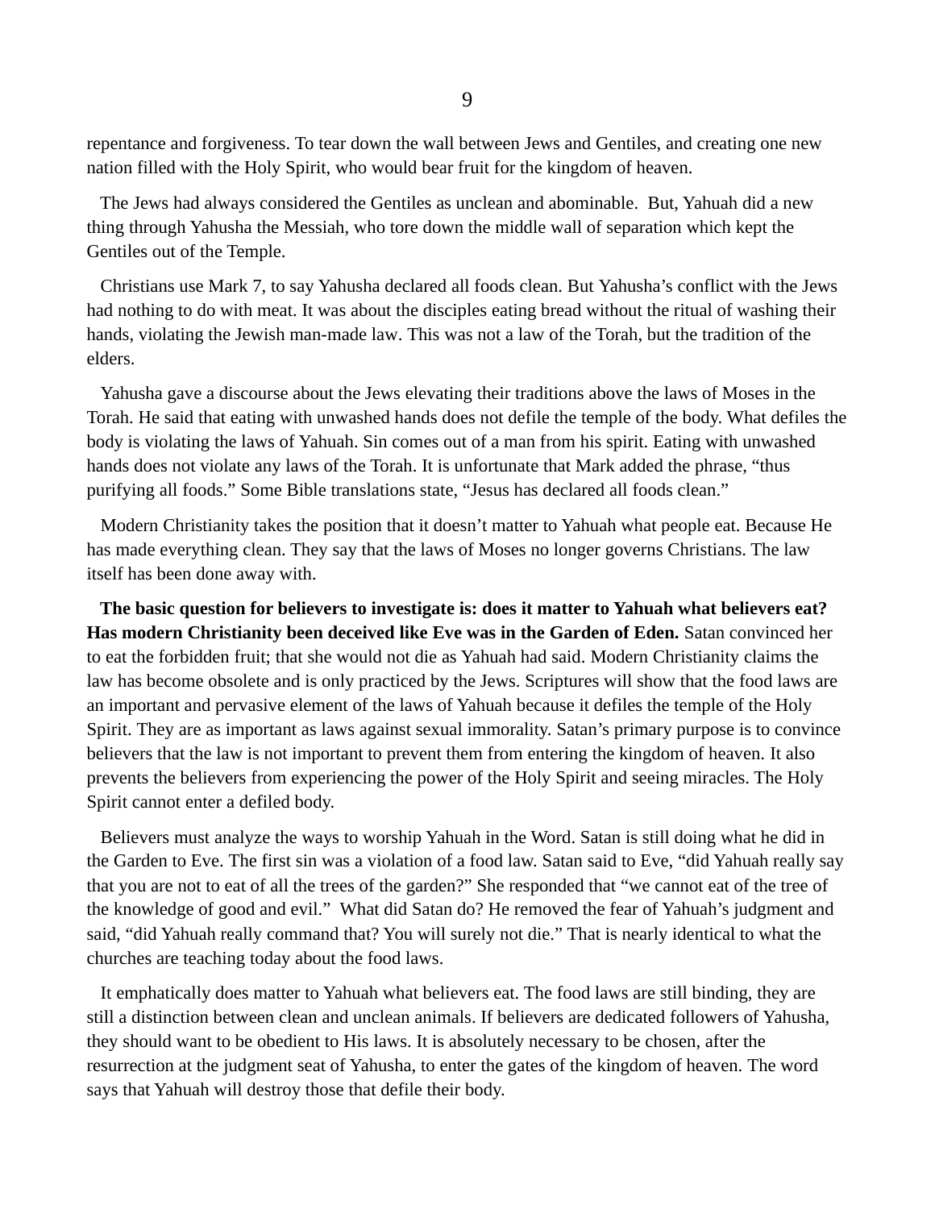repentance and forgiveness. To tear down the wall between Jews and Gentiles, and creating one new nation filled with the Holy Spirit, who would bear fruit for the kingdom of heaven.

The Jews had always considered the Gentiles as unclean and abominable. But, Yahuah did a new thing through Yahusha the Messiah, who tore down the middle wall of separation which kept the Gentiles out of the Temple.

Christians use Mark 7, to say Yahusha declared all foods clean. But Yahusha's conflict with the Jews had nothing to do with meat. It was about the disciples eating bread without the ritual of washing their hands, violating the Jewish man-made law. This was not a law of the Torah, but the tradition of the elders.

Yahusha gave a discourse about the Jews elevating their traditions above the laws of Moses in the Torah. He said that eating with unwashed hands does not defile the temple of the body. What defiles the body is violating the laws of Yahuah. Sin comes out of a man from his spirit. Eating with unwashed hands does not violate any laws of the Torah. It is unfortunate that Mark added the phrase, "thus purifying all foods." Some Bible translations state, "Jesus has declared all foods clean."

Modern Christianity takes the position that it doesn't matter to Yahuah what people eat. Because He has made everything clean. They say that the laws of Moses no longer governs Christians. The law itself has been done away with.

**The basic question for believers to investigate is: does it matter to Yahuah what believers eat? Has modern Christianity been deceived like Eve was in the Garden of Eden.** Satan convinced her to eat the forbidden fruit; that she would not die as Yahuah had said. Modern Christianity claims the law has become obsolete and is only practiced by the Jews. Scriptures will show that the food laws are an important and pervasive element of the laws of Yahuah because it defiles the temple of the Holy Spirit. They are as important as laws against sexual immorality. Satan's primary purpose is to convince believers that the law is not important to prevent them from entering the kingdom of heaven. It also prevents the believers from experiencing the power of the Holy Spirit and seeing miracles. The Holy Spirit cannot enter a defiled body.

Believers must analyze the ways to worship Yahuah in the Word. Satan is still doing what he did in the Garden to Eve. The first sin was a violation of a food law. Satan said to Eve, "did Yahuah really say that you are not to eat of all the trees of the garden?" She responded that "we cannot eat of the tree of the knowledge of good and evil." What did Satan do? He removed the fear of Yahuah's judgment and said, "did Yahuah really command that? You will surely not die." That is nearly identical to what the churches are teaching today about the food laws.

It emphatically does matter to Yahuah what believers eat. The food laws are still binding, they are still a distinction between clean and unclean animals. If believers are dedicated followers of Yahusha, they should want to be obedient to His laws. It is absolutely necessary to be chosen, after the resurrection at the judgment seat of Yahusha, to enter the gates of the kingdom of heaven. The word says that Yahuah will destroy those that defile their body.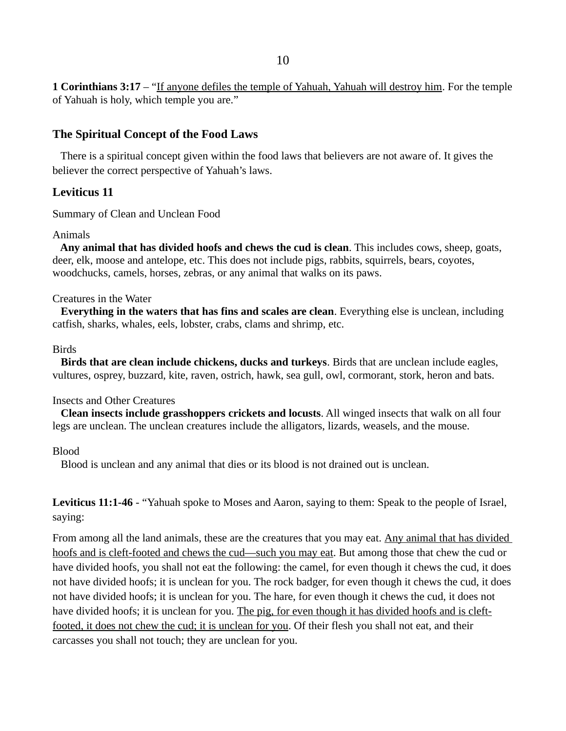**1 Corinthians 3:17** – "<u>If anyone defiles the temple of Yahuah, Yahuah will destroy him</u>. For the temple of Yahuah is holy, which temple you are."

## The Spiritual Concept of the Food Laws

There is a spiritual concept given within the food laws that believers are not aware of. It gives the believer the correct perspective of Yahuah's laws.

## Leviticus 11

Summary of Clean and Unclean Food

Animals

**Any animal that has divided hoofs and chews the cud is clean**. This includes cows, sheep, goats, deer, elk, moose and antelope, etc. This does not include pigs, rabbits, squirrels, bears, coyotes, woodchucks, camels, horses, zebras, or any animal that walks on its paws.

Creatures in the Water

**Everything in the waters that has fins and scales are clean**. Everything else is unclean, including catfish, sharks, whales, eels, lobster, crabs, clams and shrimp, etc.

Birds

**Birds that are clean include chickens, ducks and turkeys**. Birds that are unclean include eagles, vultures, osprey, buzzard, kite, raven, ostrich, hawk, sea gull, owl, cormorant, stork, heron and bats.

Insects and Other Creatures

**Clean insects include grasshoppers crickets and locusts**. All winged insects that walk on all four legs are unclean. The unclean creatures include the alligators, lizards, weasels, and the mouse.

Blood

Blood is unclean and any animal that dies or its blood is not drained out is unclean.

**Leviticus 11:1-46** - "Yahuah spoke to Moses and Aaron, saying to them: Speak to the people of Israel, saying:

From among all the land animals, these are the creatures that you may eat. <u>Any animal that has divided hoofs and is cleft-footed and chews the cud—such you may eat</u>. But among those that chew the cud or have divided hoofs, you shall not eat the following: the camel, for even though it chews the cud, it does not have divided hoofs; it is unclean for you. The rock badger, for even though it chews the cud, it does not have divided hoofs; it is unclean for you. The hare, for even though it chews the cud, it does not have divided hoofs; it is unclean for you. <u>The pig, for even though it has divided hoofs and is cleft-footed, it does not chew the cud; it is unclean for you</u>. Of their flesh you shall not eat, and their carcasses you shall not touch; they are unclean for you.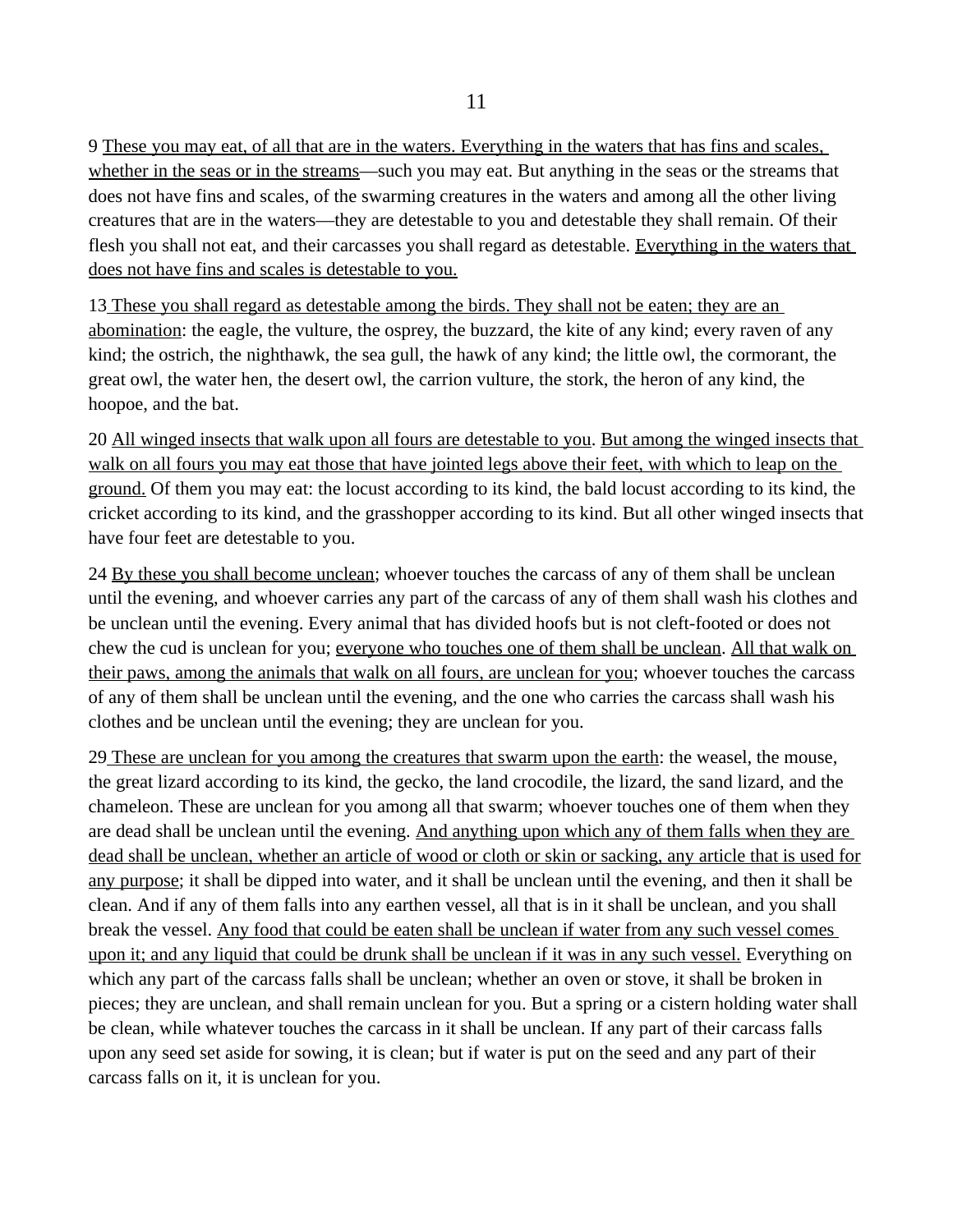9 <u>These you may eat, of all that are in the waters. Everything in the waters that has fins and scales, whether in the seas or in the streams</u>—such you may eat. But anything in the seas or the streams that does not have fins and scales, of the swarming creatures in the waters and among all the other living creatures that are in the waters—they are detestable to you and detestable they shall remain. Of their flesh you shall not eat, and their carcasses you shall regard as detestable. <u>Everything in the waters that does not have fins and scales is detestable to you.</u>

13 <u>These you shall regard as detestable among the birds. They shall not be eaten; they are an abomination</u>: the eagle, the vulture, the osprey, the buzzard, the kite of any kind; every raven of any kind; the ostrich, the nighthawk, the sea gull, the hawk of any kind; the little owl, the cormorant, the great owl, the water hen, the desert owl, the carrion vulture, the stork, the heron of any kind, the hoopoe, and the bat.

20 <u>All winged insects that walk upon all fours are detestable to you</u>. <u>But among the winged insects that walk on all fours you may eat those that have jointed legs above their feet, with which to leap on the ground.</u> Of them you may eat: the locust according to its kind, the bald locust according to its kind, the cricket according to its kind, and the grasshopper according to its kind. But all other winged insects that have four feet are detestable to you.

24 <u>By these you shall become unclean</u>; whoever touches the carcass of any of them shall be unclean until the evening, and whoever carries any part of the carcass of any of them shall wash his clothes and be unclean until the evening. Every animal that has divided hoofs but is not cleft-footed or does not chew the cud is unclean for you; <u>everyone who touches one of them shall be unclean</u>. <u>All that walk on their paws, among the animals that walk on all fours, are unclean for you</u>; whoever touches the carcass of any of them shall be unclean until the evening, and the one who carries the carcass shall wash his clothes and be unclean until the evening; they are unclean for you.

29 <u>These are unclean for you among the creatures that swarm upon the earth</u>: the weasel, the mouse, the great lizard according to its kind, the gecko, the land crocodile, the lizard, the sand lizard, and the chameleon. These are unclean for you among all that swarm; whoever touches one of them when they are dead shall be unclean until the evening. <u>And anything upon which any of them falls when they are dead shall be unclean, whether an article of wood or cloth or skin or sacking, any article that is used for any purpose</u>; it shall be dipped into water, and it shall be unclean until the evening, and then it shall be clean. And if any of them falls into any earthen vessel, all that is in it shall be unclean, and you shall break the vessel. <u>Any food that could be eaten shall be unclean if water from any such vessel comes upon it; and any liquid that could be drunk shall be unclean if it was in any such vessel.</u> Everything on which any part of the carcass falls shall be unclean; whether an oven or stove, it shall be broken in pieces; they are unclean, and shall remain unclean for you. But a spring or a cistern holding water shall be clean, while whatever touches the carcass in it shall be unclean. If any part of their carcass falls upon any seed set aside for sowing, it is clean; but if water is put on the seed and any part of their carcass falls on it, it is unclean for you.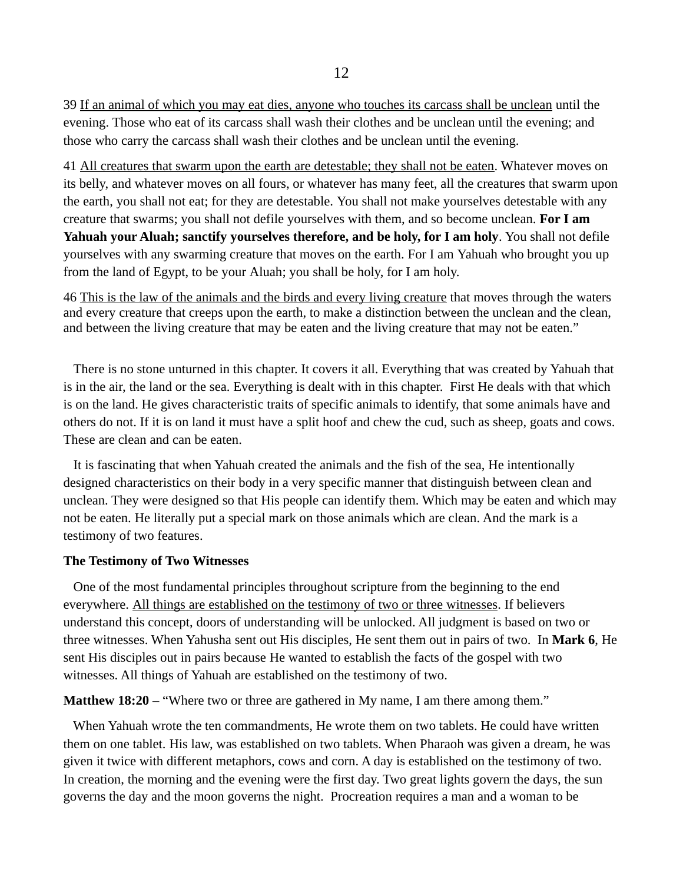39 <u>If an animal of which you may eat dies, anyone who touches its carcass shall be unclean</u> until the evening. Those who eat of its carcass shall wash their clothes and be unclean until the evening; and those who carry the carcass shall wash their clothes and be unclean until the evening.

41 <u>All creatures that swarm upon the earth are detestable; they shall not be eaten</u>. Whatever moves on its belly, and whatever moves on all fours, or whatever has many feet, all the creatures that swarm upon the earth, you shall not eat; for they are detestable. You shall not make yourselves detestable with any creature that swarms; you shall not defile yourselves with them, and so become unclean. **For I am Yahuah your Aluah; sanctify yourselves therefore, and be holy, for I am holy**. You shall not defile yourselves with any swarming creature that moves on the earth. For I am Yahuah who brought you up from the land of Egypt, to be your Aluah; you shall be holy, for I am holy.

46 <u>This is the law of the animals and the birds and every living creature</u> that moves through the waters and every creature that creeps upon the earth, to make a distinction between the unclean and the clean, and between the living creature that may be eaten and the living creature that may not be eaten."

There is no stone unturned in this chapter. It covers it all. Everything that was created by Yahuah that is in the air, the land or the sea. Everything is dealt with in this chapter. First He deals with that which is on the land. He gives characteristic traits of specific animals to identify, that some animals have and others do not. If it is on land it must have a split hoof and chew the cud, such as sheep, goats and cows. These are clean and can be eaten.

It is fascinating that when Yahuah created the animals and the fish of the sea, He intentionally designed characteristics on their body in a very specific manner that distinguish between clean and unclean. They were designed so that His people can identify them. Which may be eaten and which may not be eaten. He literally put a special mark on those animals which are clean. And the mark is a testimony of two features.

**The Testimony of Two Witnesses**

One of the most fundamental principles throughout scripture from the beginning to the end everywhere. <u>All things are established on the testimony of two or three witnesses</u>. If believers understand this concept, doors of understanding will be unlocked. All judgment is based on two or three witnesses. When Yahusha sent out His disciples, He sent them out in pairs of two. In **Mark 6**, He sent His disciples out in pairs because He wanted to establish the facts of the gospel with two witnesses. All things of Yahuah are established on the testimony of two.

**Matthew 18:20** – "Where two or three are gathered in My name, I am there among them."

When Yahuah wrote the ten commandments, He wrote them on two tablets. He could have written them on one tablet. His law, was established on two tablets. When Pharaoh was given a dream, he was given it twice with different metaphors, cows and corn. A day is established on the testimony of two. In creation, the morning and the evening were the first day. Two great lights govern the days, the sun governs the day and the moon governs the night. Procreation requires a man and a woman to be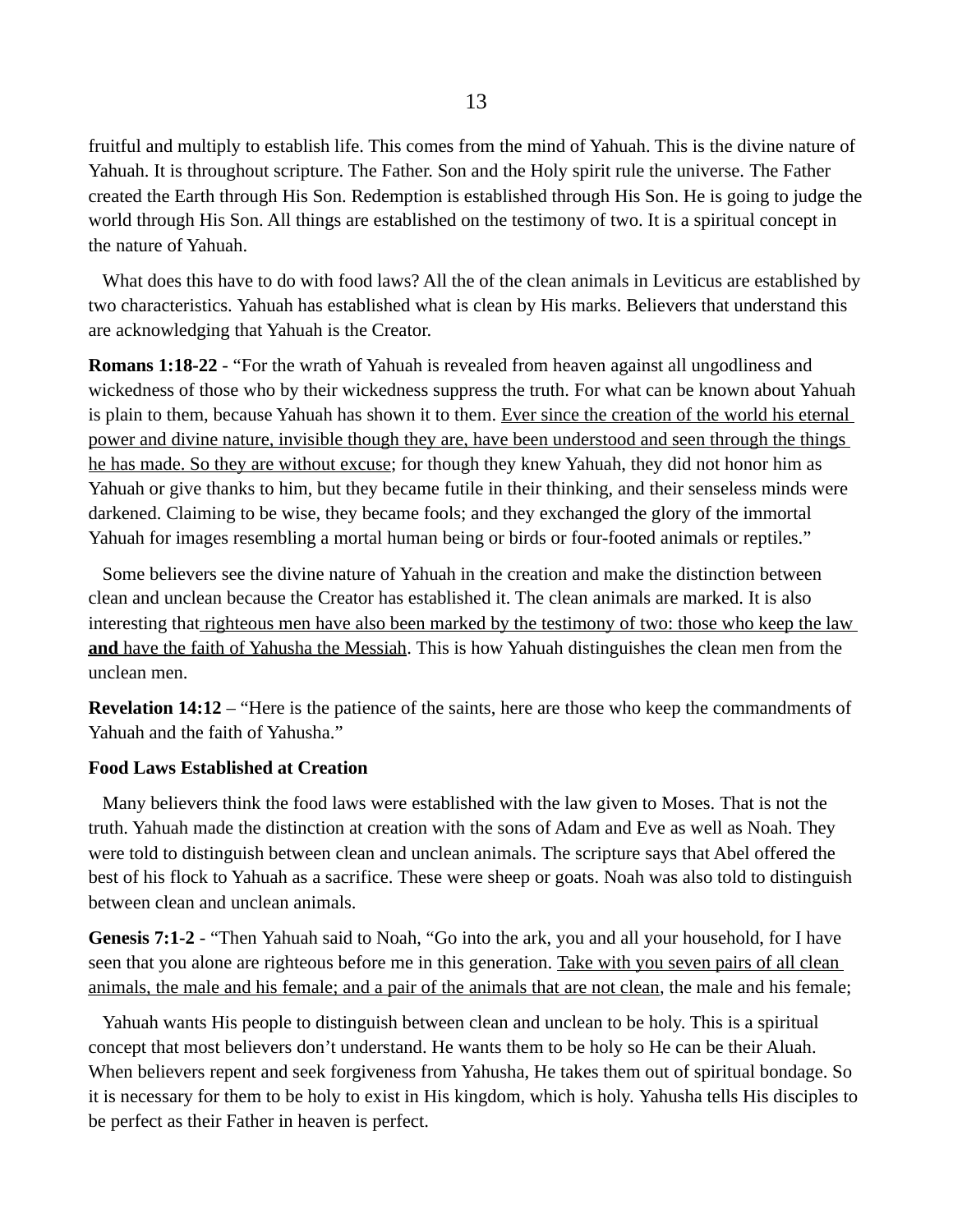fruitful and multiply to establish life. This comes from the mind of Yahuah. This is the divine nature of Yahuah. It is throughout scripture. The Father. Son and the Holy spirit rule the universe. The Father created the Earth through His Son. Redemption is established through His Son. He is going to judge the world through His Son. All things are established on the testimony of two. It is a spiritual concept in the nature of Yahuah.

What does this have to do with food laws? All the of the clean animals in Leviticus are established by two characteristics. Yahuah has established what is clean by His marks. Believers that understand this are acknowledging that Yahuah is the Creator.

**Romans 1:18-22** - "For the wrath of Yahuah is revealed from heaven against all ungodliness and wickedness of those who by their wickedness suppress the truth. For what can be known about Yahuah is plain to them, because Yahuah has shown it to them. <u>Ever since the creation of the world his eternal power and divine nature, invisible though they are, have been understood and seen through the things he has made. So they are without excuse</u>; for though they knew Yahuah, they did not honor him as Yahuah or give thanks to him, but they became futile in their thinking, and their senseless minds were darkened. Claiming to be wise, they became fools; and they exchanged the glory of the immortal Yahuah for images resembling a mortal human being or birds or four-footed animals or reptiles."

Some believers see the divine nature of Yahuah in the creation and make the distinction between clean and unclean because the Creator has established it. The clean animals are marked. It is also interesting that <u>righteous men have also been marked by the testimony of two: those who keep the law **and** have the faith of Yahusha the Messiah</u>. This is how Yahuah distinguishes the clean men from the unclean men.

**Revelation 14:12** – "Here is the patience of the saints, here are those who keep the commandments of Yahuah and the faith of Yahusha."

**Food Laws Established at Creation**

Many believers think the food laws were established with the law given to Moses. That is not the truth. Yahuah made the distinction at creation with the sons of Adam and Eve as well as Noah. They were told to distinguish between clean and unclean animals. The scripture says that Abel offered the best of his flock to Yahuah as a sacrifice. These were sheep or goats. Noah was also told to distinguish between clean and unclean animals.

**Genesis 7:1-2** - "Then Yahuah said to Noah, "Go into the ark, you and all your household, for I have seen that you alone are righteous before me in this generation. <u>Take with you seven pairs of all clean animals, the male and his female; and a pair of the animals that are not clean</u>, the male and his female;

Yahuah wants His people to distinguish between clean and unclean to be holy. This is a spiritual concept that most believers don't understand. He wants them to be holy so He can be their Aluah. When believers repent and seek forgiveness from Yahusha, He takes them out of spiritual bondage. So it is necessary for them to be holy to exist in His kingdom, which is holy. Yahusha tells His disciples to be perfect as their Father in heaven is perfect.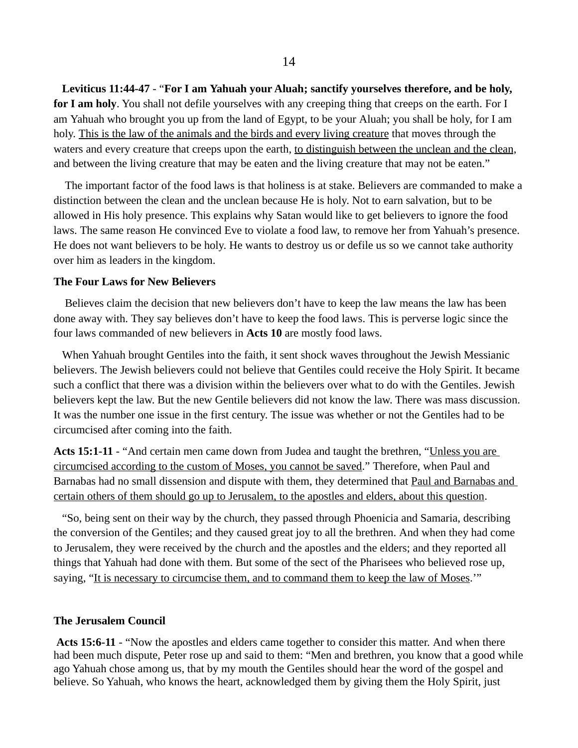**Leviticus 11:44-47** - "**For I am Yahuah your Aluah; sanctify yourselves therefore, and be holy, for I am holy**. You shall not defile yourselves with any creeping thing that creeps on the earth. For I am Yahuah who brought you up from the land of Egypt, to be your Aluah; you shall be holy, for I am holy. <u>This is the law of the animals and the birds and every living creature</u> that moves through the waters and every creature that creeps upon the earth, <u>to distinguish between the unclean and the clean</u>, and between the living creature that may be eaten and the living creature that may not be eaten."

The important factor of the food laws is that holiness is at stake. Believers are commanded to make a distinction between the clean and the unclean because He is holy. Not to earn salvation, but to be allowed in His holy presence. This explains why Satan would like to get believers to ignore the food laws. The same reason He convinced Eve to violate a food law, to remove her from Yahuah's presence. He does not want believers to be holy. He wants to destroy us or defile us so we cannot take authority over him as leaders in the kingdom.

**The Four Laws for New Believers**

Believes claim the decision that new believers don't have to keep the law means the law has been done away with. They say believes don't have to keep the food laws. This is perverse logic since the four laws commanded of new believers in **Acts 10** are mostly food laws.

When Yahuah brought Gentiles into the faith, it sent shock waves throughout the Jewish Messianic believers. The Jewish believers could not believe that Gentiles could receive the Holy Spirit. It became such a conflict that there was a division within the believers over what to do with the Gentiles. Jewish believers kept the law. But the new Gentile believers did not know the law. There was mass discussion. It was the number one issue in the first century. The issue was whether or not the Gentiles had to be circumcised after coming into the faith.

**Acts 15:1-11** - "And certain men came down from Judea and taught the brethren, "<u>Unless you are circumcised according to the custom of Moses, you cannot be saved</u>." Therefore, when Paul and Barnabas had no small dissension and dispute with them, they determined that <u>Paul and Barnabas and certain others of them should go up to Jerusalem, to the apostles and elders, about this question</u>.

"So, being sent on their way by the church, they passed through Phoenicia and Samaria, describing the conversion of the Gentiles; and they caused great joy to all the brethren. And when they had come to Jerusalem, they were received by the church and the apostles and the elders; and they reported all things that Yahuah had done with them. But some of the sect of the Pharisees who believed rose up, saying, "<u>It is necessary to circumcise them, and to command them to keep the law of Moses</u>.'"

**The Jerusalem Council**

**Acts 15:6-11** - "Now the apostles and elders came together to consider this matter. And when there had been much dispute, Peter rose up and said to them: "Men and brethren, you know that a good while ago Yahuah chose among us, that by my mouth the Gentiles should hear the word of the gospel and believe. So Yahuah, who knows the heart, acknowledged them by giving them the Holy Spirit, just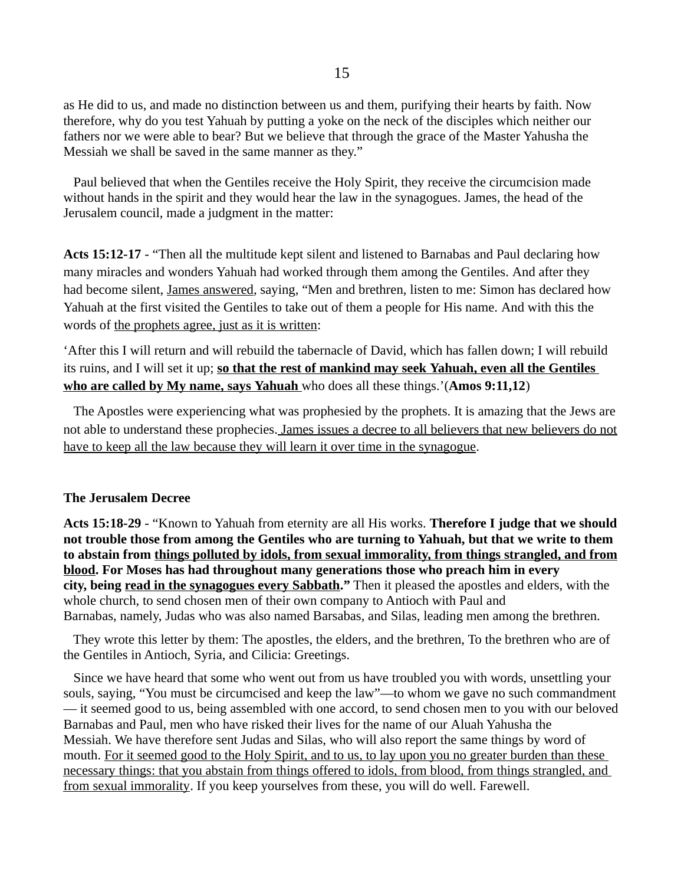as He did to us, and made no distinction between us and them, purifying their hearts by faith. Now therefore, why do you test Yahuah by putting a yoke on the neck of the disciples which neither our fathers nor we were able to bear? But we believe that through the grace of the Master Yahusha the Messiah we shall be saved in the same manner as they."

Paul believed that when the Gentiles receive the Holy Spirit, they receive the circumcision made without hands in the spirit and they would hear the law in the synagogues. James, the head of the Jerusalem council, made a judgment in the matter:

**Acts 15:12-17** - "Then all the multitude kept silent and listened to Barnabas and Paul declaring how many miracles and wonders Yahuah had worked through them among the Gentiles. And after they had become silent, <u>James answered</u>, saying, "Men and brethren, listen to me: Simon has declared how Yahuah at the first visited the Gentiles to take out of them a people for His name. And with this the words of <u>the prophets agree, just as it is written</u>:

'After this I will return and will rebuild the tabernacle of David, which has fallen down; I will rebuild its ruins, and I will set it up; <u>**so that the rest of mankind may seek Yahuah, even all the Gentiles who are called by My name, says Yahuah**</u> who does all these things.'(**Amos 9:11,12**)

The Apostles were experiencing what was prophesied by the prophets. It is amazing that the Jews are not able to understand these prophecies. <u>James issues a decree to all believers that new believers do not have to keep all the law because they will learn it over time in the synagogue</u>.

**The Jerusalem Decree**

**Acts 15:18-29** - "Known to Yahuah from eternity are all His works. **Therefore I judge that we should not trouble those from among the Gentiles who are turning to Yahuah, but that we write to them to abstain from <u>things polluted by idols, from sexual immorality, from things strangled, and from blood</u>. For Moses has had throughout many generations those who preach him in every city, being <u>read in the synagogues every Sabbath</u>."** Then it pleased the apostles and elders, with the whole church, to send chosen men of their own company to Antioch with Paul and Barnabas, namely, Judas who was also named Barsabas, and Silas, leading men among the brethren.

They wrote this letter by them: The apostles, the elders, and the brethren, To the brethren who are of the Gentiles in Antioch, Syria, and Cilicia: Greetings.

Since we have heard that some who went out from us have troubled you with words, unsettling your souls, saying, "You must be circumcised and keep the law"—to whom we gave no such commandment— it seemed good to us, being assembled with one accord, to send chosen men to you with our beloved Barnabas and Paul, men who have risked their lives for the name of our Aluah Yahusha the Messiah. We have therefore sent Judas and Silas, who will also report the same things by word of mouth. <u>For it seemed good to the Holy Spirit, and to us, to lay upon you no greater burden than these necessary things: that you abstain from things offered to idols, from blood, from things strangled, and from sexual immorality</u>. If you keep yourselves from these, you will do well. Farewell.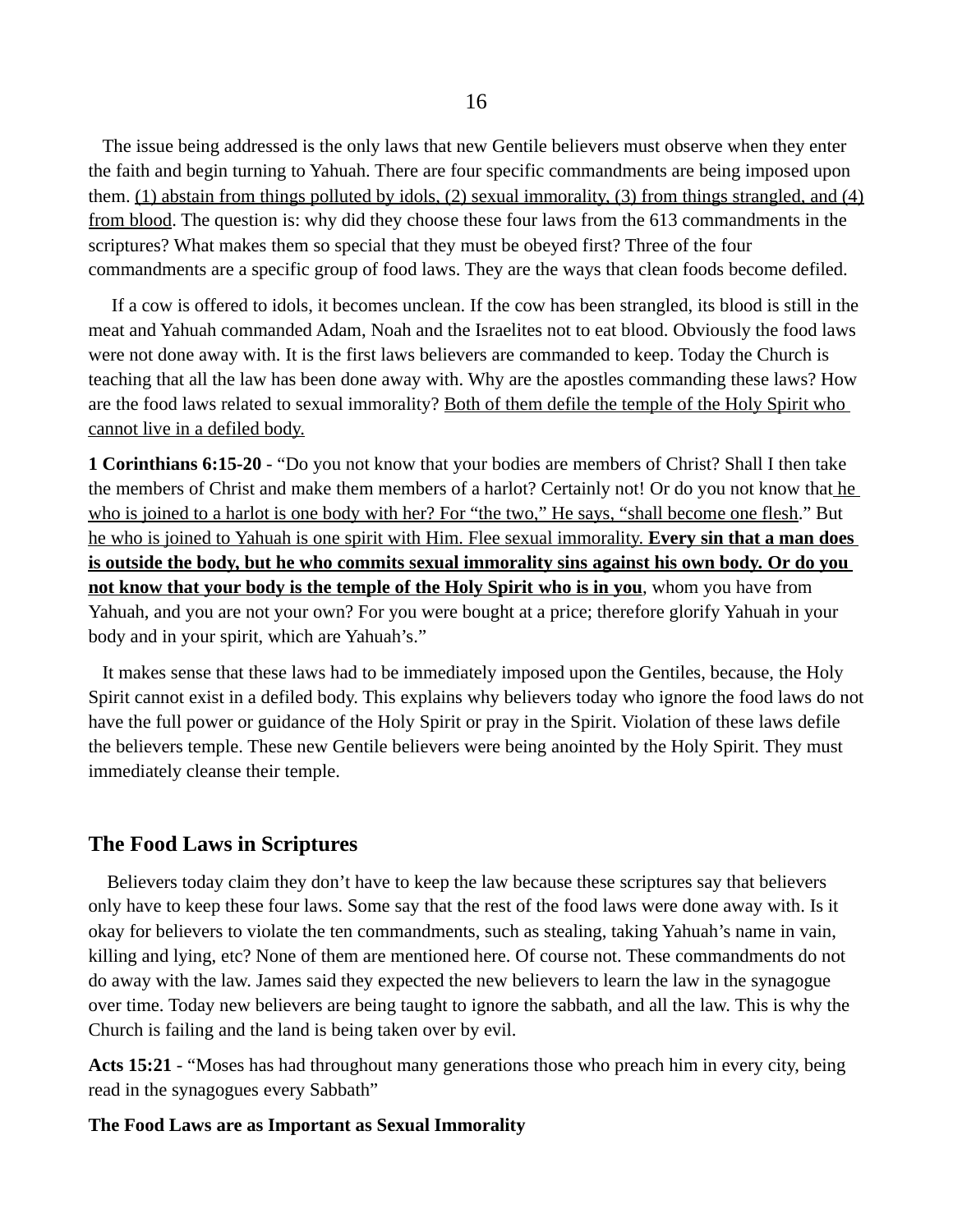The issue being addressed is the only laws that new Gentile believers must observe when they enter the faith and begin turning to Yahuah. There are four specific commandments are being imposed upon them. <u>(1) abstain from things polluted by idols, (2) sexual immorality, (3) from things strangled, and (4) from blood</u>. The question is: why did they choose these four laws from the 613 commandments in the scriptures? What makes them so special that they must be obeyed first? Three of the four commandments are a specific group of food laws. They are the ways that clean foods become defiled.

If a cow is offered to idols, it becomes unclean. If the cow has been strangled, its blood is still in the meat and Yahuah commanded Adam, Noah and the Israelites not to eat blood. Obviously the food laws were not done away with. It is the first laws believers are commanded to keep. Today the Church is teaching that all the law has been done away with. Why are the apostles commanding these laws? How are the food laws related to sexual immorality? <u>Both of them defile the temple of the Holy Spirit who cannot live in a defiled body.</u>

**1 Corinthians 6:15-20** - "Do you not know that your bodies are members of Christ? Shall I then take the members of Christ and make them members of a harlot? Certainly not! Or do you not know that <u>he who is joined to a harlot is one body with her? For "the two," He says, "shall become one flesh</u>." But <u>he who is joined to Yahuah is one spirit with Him. Flee sexual immorality.</u> <u>**Every sin that a man does is outside the body, but he who commits sexual immorality sins against his own body. Or do you not know that your body is the temple of the Holy Spirit who is in you**</u>, whom you have from Yahuah, and you are not your own? For you were bought at a price; therefore glorify Yahuah in your body and in your spirit, which are Yahuah's."

It makes sense that these laws had to be immediately imposed upon the Gentiles, because, the Holy Spirit cannot exist in a defiled body. This explains why believers today who ignore the food laws do not have the full power or guidance of the Holy Spirit or pray in the Spirit. Violation of these laws defile the believers temple. These new Gentile believers were being anointed by the Holy Spirit. They must immediately cleanse their temple.

## The Food Laws in Scriptures

Believers today claim they don't have to keep the law because these scriptures say that believers only have to keep these four laws. Some say that the rest of the food laws were done away with. Is it okay for believers to violate the ten commandments, such as stealing, taking Yahuah's name in vain, killing and lying, etc? None of them are mentioned here. Of course not. These commandments do not do away with the law. James said they expected the new believers to learn the law in the synagogue over time. Today new believers are being taught to ignore the sabbath, and all the law. This is why the Church is failing and the land is being taken over by evil.

**Acts 15:21** - "Moses has had throughout many generations those who preach him in every city, being read in the synagogues every Sabbath"

**The Food Laws are as Important as Sexual Immorality**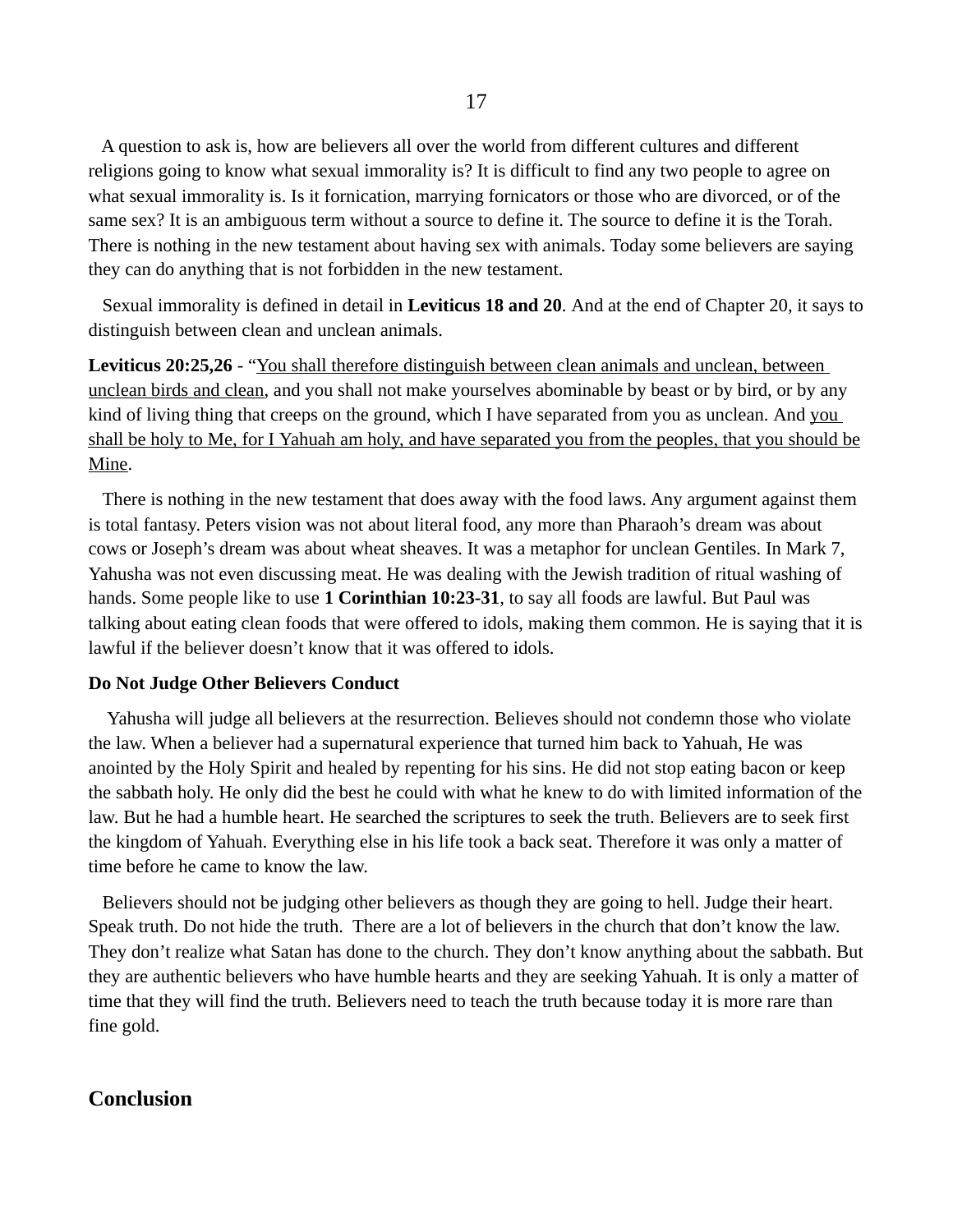A question to ask is, how are believers all over the world from different cultures and different religions going to know what sexual immorality is? It is difficult to find any two people to agree on what sexual immorality is. Is it fornication, marrying fornicators or those who are divorced, or of the same sex? It is an ambiguous term without a source to define it. The source to define it is the Torah. There is nothing in the new testament about having sex with animals. Today some believers are saying they can do anything that is not forbidden in the new testament.

Sexual immorality is defined in detail in **Leviticus 18 and 20**. And at the end of Chapter 20, it says to distinguish between clean and unclean animals.

**Leviticus 20:25,26** - "You shall therefore distinguish between clean animals and unclean, between unclean birds and clean, and you shall not make yourselves abominable by beast or by bird, or by any kind of living thing that creeps on the ground, which I have separated from you as unclean. And you shall be holy to Me, for I Yahuah am holy, and have separated you from the peoples, that you should be Mine.

There is nothing in the new testament that does away with the food laws. Any argument against them is total fantasy. Peters vision was not about literal food, any more than Pharaoh's dream was about cows or Joseph's dream was about wheat sheaves. It was a metaphor for unclean Gentiles. In Mark 7, Yahusha was not even discussing meat. He was dealing with the Jewish tradition of ritual washing of hands. Some people like to use **1 Corinthian 10:23-31**, to say all foods are lawful. But Paul was talking about eating clean foods that were offered to idols, making them common. He is saying that it is lawful if the believer doesn't know that it was offered to idols.

**Do Not Judge Other Believers Conduct**

Yahusha will judge all believers at the resurrection. Believes should not condemn those who violate the law. When a believer had a supernatural experience that turned him back to Yahuah, He was anointed by the Holy Spirit and healed by repenting for his sins. He did not stop eating bacon or keep the sabbath holy. He only did the best he could with what he knew to do with limited information of the law. But he had a humble heart. He searched the scriptures to seek the truth. Believers are to seek first the kingdom of Yahuah. Everything else in his life took a back seat. Therefore it was only a matter of time before he came to know the law.

Believers should not be judging other believers as though they are going to hell. Judge their heart. Speak truth. Do not hide the truth. There are a lot of believers in the church that don't know the law. They don't realize what Satan has done to the church. They don't know anything about the sabbath. But they are authentic believers who have humble hearts and they are seeking Yahuah. It is only a matter of time that they will find the truth. Believers need to teach the truth because today it is more rare than fine gold.

## Conclusion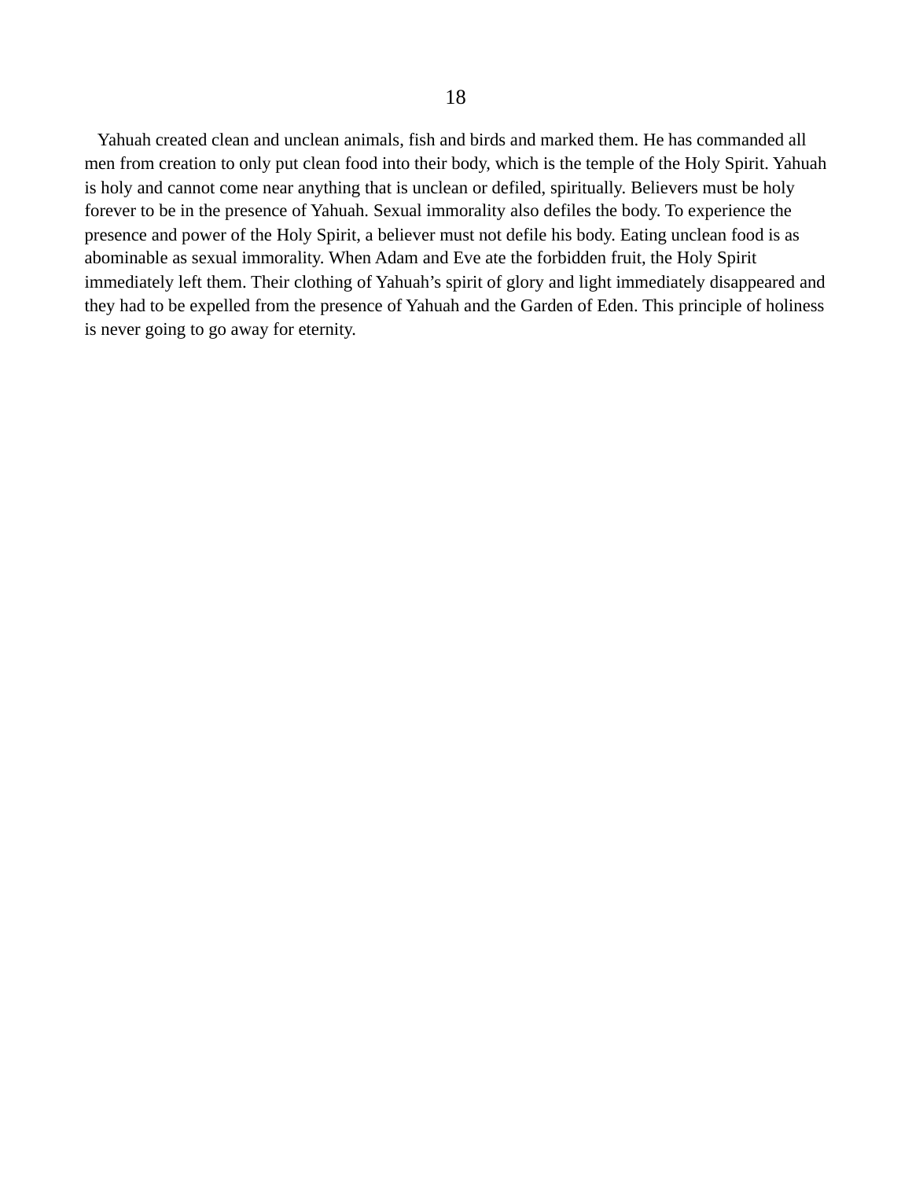Yahuah created clean and unclean animals, fish and birds and marked them. He has commanded all men from creation to only put clean food into their body, which is the temple of the Holy Spirit. Yahuah is holy and cannot come near anything that is unclean or defiled, spiritually. Believers must be holy forever to be in the presence of Yahuah. Sexual immorality also defiles the body. To experience the presence and power of the Holy Spirit, a believer must not defile his body. Eating unclean food is as abominable as sexual immorality. When Adam and Eve ate the forbidden fruit, the Holy Spirit immediately left them. Their clothing of Yahuah's spirit of glory and light immediately disappeared and they had to be expelled from the presence of Yahuah and the Garden of Eden. This principle of holiness is never going to go away for eternity.